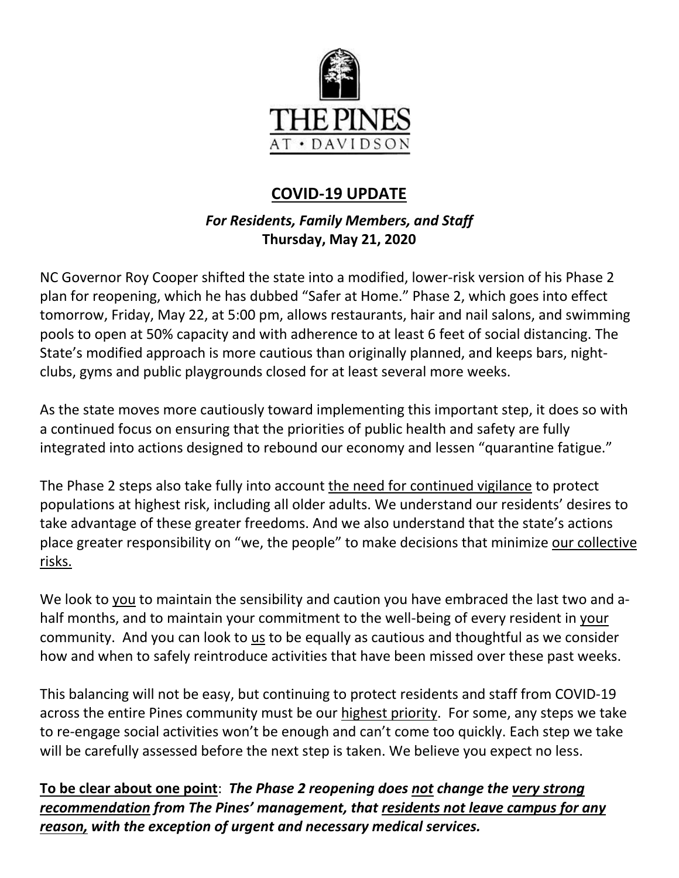THE PINES AT • DAVIDSON

# COVID-19 UPDATE

***For Residents, Family Members, and Staff***
**Thursday, May 21, 2020**

NC Governor Roy Cooper shifted the state into a modified, lower-risk version of his Phase 2 plan for reopening, which he has dubbed "Safer at Home." Phase 2, which goes into effect tomorrow, Friday, May 22, at 5:00 pm, allows restaurants, hair and nail salons, and swimming pools to open at 50% capacity and with adherence to at least 6 feet of social distancing. The State's modified approach is more cautious than originally planned, and keeps bars, night-clubs, gyms and public playgrounds closed for at least several more weeks.

As the state moves more cautiously toward implementing this important step, it does so with a continued focus on ensuring that the priorities of public health and safety are fully integrated into actions designed to rebound our economy and lessen "quarantine fatigue."

The Phase 2 steps also take fully into account <u>the need for continued vigilance</u> to protect populations at highest risk, including all older adults. We understand our residents' desires to take advantage of these greater freedoms. And we also understand that the state's actions place greater responsibility on "we, the people" to make decisions that minimize <u>our collective risks.</u>

We look to <u>you</u> to maintain the sensibility and caution you have embraced the last two and a-half months, and to maintain your commitment to the well-being of every resident in <u>your</u> community. And you can look to <u>us</u> to be equally as cautious and thoughtful as we consider how and when to safely reintroduce activities that have been missed over these past weeks.

This balancing will not be easy, but continuing to protect residents and staff from COVID-19 across the entire Pines community must be our <u>highest priority</u>. For some, any steps we take to re-engage social activities won't be enough and can't come too quickly. Each step we take will be carefully assessed before the next step is taken. We believe you expect no less.

**<u>To be clear about one point</u>**: ***The Phase 2 reopening does <u>not</u> change the <u>very strong recommendation</u> from The Pines' management, that <u>residents not leave campus for any reason,</u> with the exception of urgent and necessary medical services.***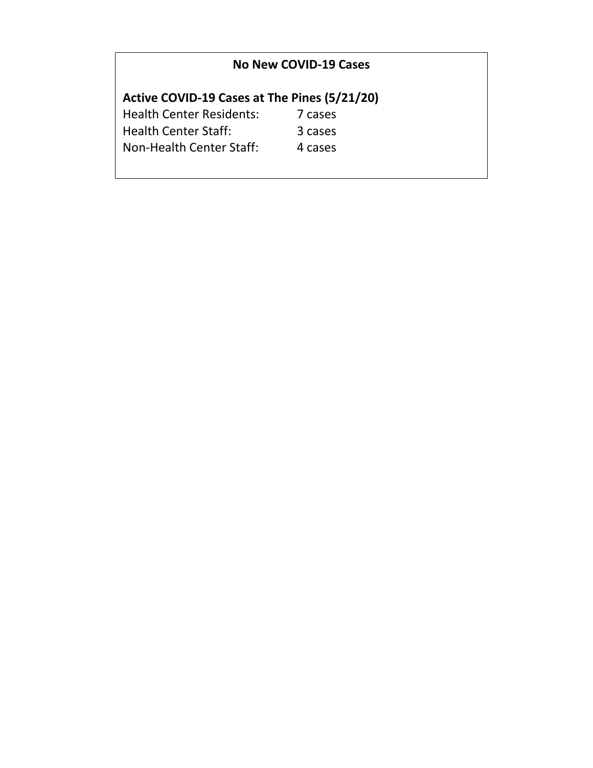**No New COVID-19 Cases**

**Active COVID-19 Cases at The Pines (5/21/20)**

| | |
|---|---|
| Health Center Residents: | 7 cases |
| Health Center Staff: | 3 cases |
| Non-Health Center Staff: | 4 cases |